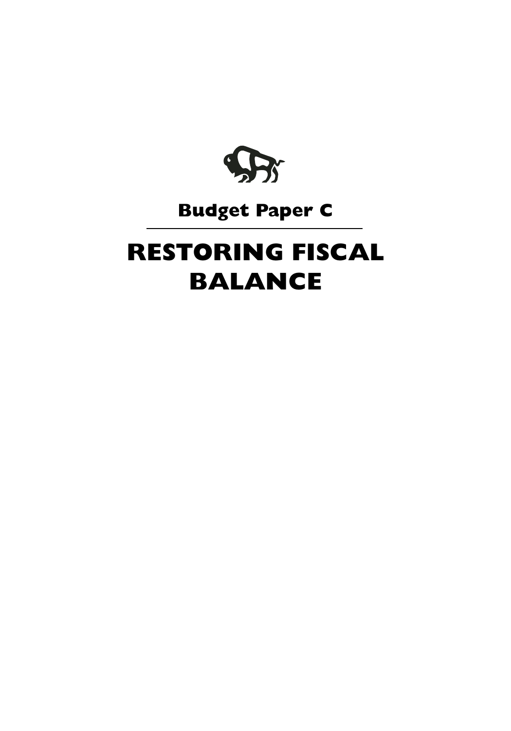## Budget Paper C

# RESTORING FISCAL BALANCE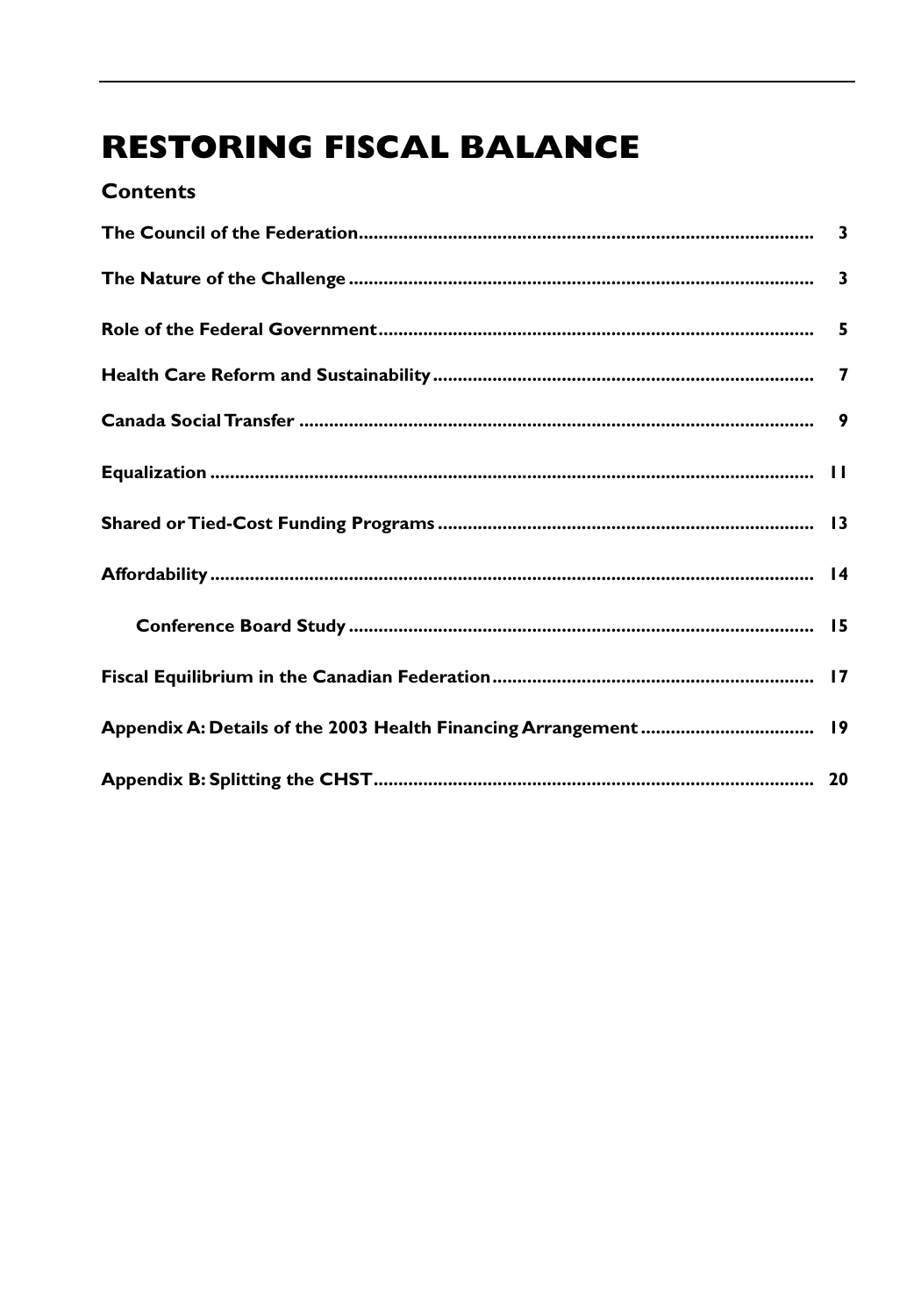# RESTORING FISCAL BALANCE

## Contents

| | |
|---|---|
| **The Council of the Federation** | **3** |
| **The Nature of the Challenge** | **3** |
| **Role of the Federal Government** | **5** |
| **Health Care Reform and Sustainability** | **7** |
| **Canada Social Transfer** | **9** |
| **Equalization** | **11** |
| **Shared or Tied-Cost Funding Programs** | **13** |
| **Affordability** | **14** |
| &nbsp;&nbsp;&nbsp;&nbsp;**Conference Board Study** | **15** |
| **Fiscal Equilibrium in the Canadian Federation** | **17** |
| **Appendix A: Details of the 2003 Health Financing Arrangement** | **19** |
| **Appendix B: Splitting the CHST** | **20** |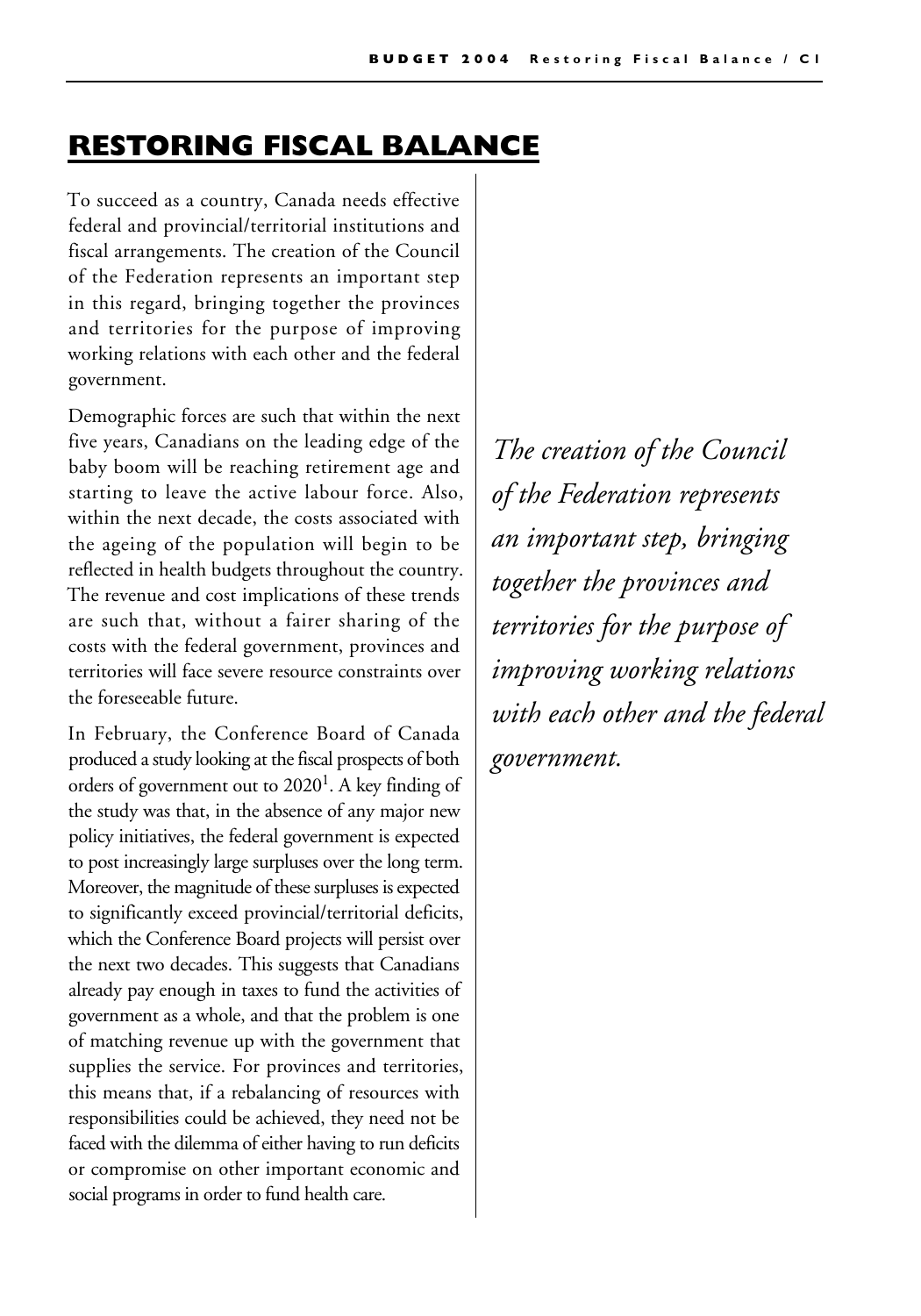# RESTORING FISCAL BALANCE

To succeed as a country, Canada needs effective federal and provincial/territorial institutions and fiscal arrangements. The creation of the Council of the Federation represents an important step in this regard, bringing together the provinces and territories for the purpose of improving working relations with each other and the federal government.

Demographic forces are such that within the next five years, Canadians on the leading edge of the baby boom will be reaching retirement age and starting to leave the active labour force. Also, within the next decade, the costs associated with the ageing of the population will begin to be reflected in health budgets throughout the country. The revenue and cost implications of these trends are such that, without a fairer sharing of the costs with the federal government, provinces and territories will face severe resource constraints over the foreseeable future.

In February, the Conference Board of Canada produced a study looking at the fiscal prospects of both orders of government out to 2020[1]. A key finding of the study was that, in the absence of any major new policy initiatives, the federal government is expected to post increasingly large surpluses over the long term. Moreover, the magnitude of these surpluses is expected to significantly exceed provincial/territorial deficits, which the Conference Board projects will persist over the next two decades. This suggests that Canadians already pay enough in taxes to fund the activities of government as a whole, and that the problem is one of matching revenue up with the government that supplies the service. For provinces and territories, this means that, if a rebalancing of resources with responsibilities could be achieved, they need not be faced with the dilemma of either having to run deficits or compromise on other important economic and social programs in order to fund health care.

*The creation of the Council of the Federation represents an important step, bringing together the provinces and territories for the purpose of improving working relations with each other and the federal government.*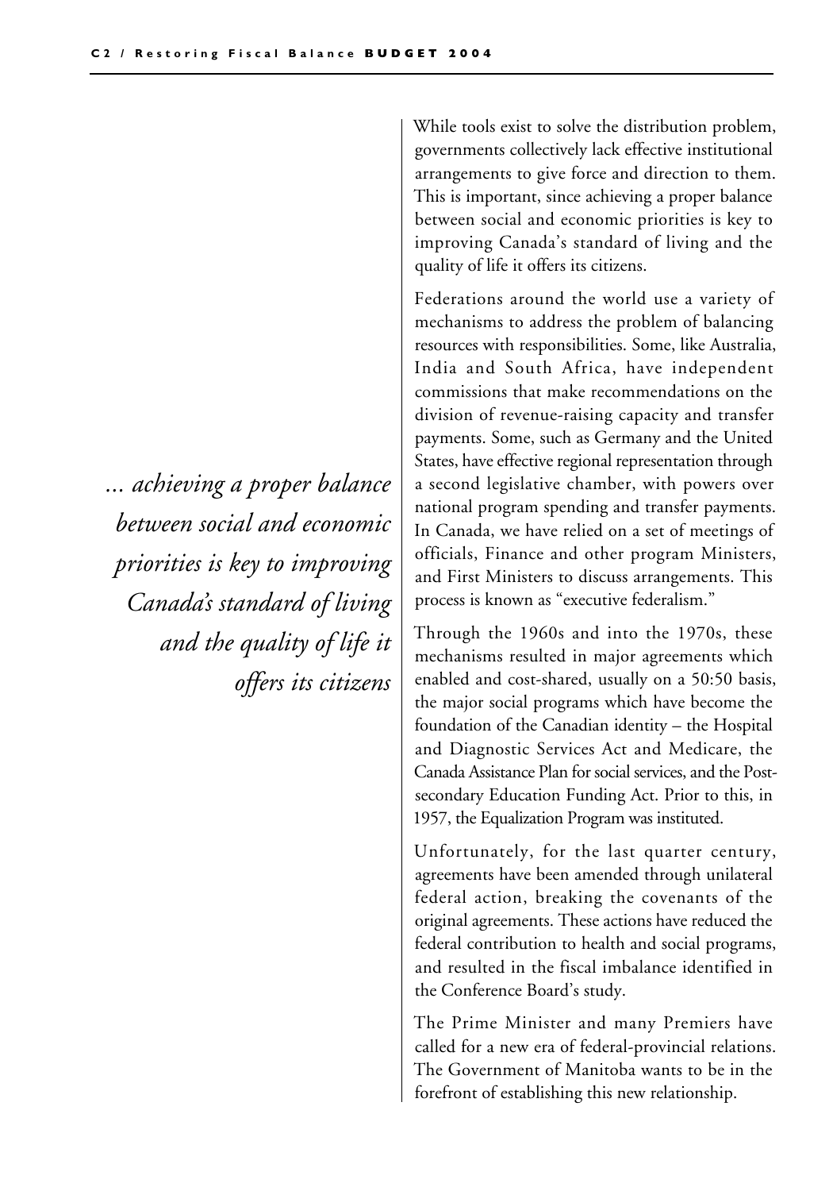While tools exist to solve the distribution problem, governments collectively lack effective institutional arrangements to give force and direction to them. This is important, since achieving a proper balance between social and economic priorities is key to improving Canada's standard of living and the quality of life it offers its citizens.

*... achieving a proper balance between social and economic priorities is key to improving Canada's standard of living and the quality of life it offers its citizens*

Federations around the world use a variety of mechanisms to address the problem of balancing resources with responsibilities. Some, like Australia, India and South Africa, have independent commissions that make recommendations on the division of revenue-raising capacity and transfer payments. Some, such as Germany and the United States, have effective regional representation through a second legislative chamber, with powers over national program spending and transfer payments. In Canada, we have relied on a set of meetings of officials, Finance and other program Ministers, and First Ministers to discuss arrangements. This process is known as "executive federalism."

Through the 1960s and into the 1970s, these mechanisms resulted in major agreements which enabled and cost-shared, usually on a 50:50 basis, the major social programs which have become the foundation of the Canadian identity – the Hospital and Diagnostic Services Act and Medicare, the Canada Assistance Plan for social services, and the Post-secondary Education Funding Act. Prior to this, in 1957, the Equalization Program was instituted.

Unfortunately, for the last quarter century, agreements have been amended through unilateral federal action, breaking the covenants of the original agreements. These actions have reduced the federal contribution to health and social programs, and resulted in the fiscal imbalance identified in the Conference Board's study.

The Prime Minister and many Premiers have called for a new era of federal-provincial relations. The Government of Manitoba wants to be in the forefront of establishing this new relationship.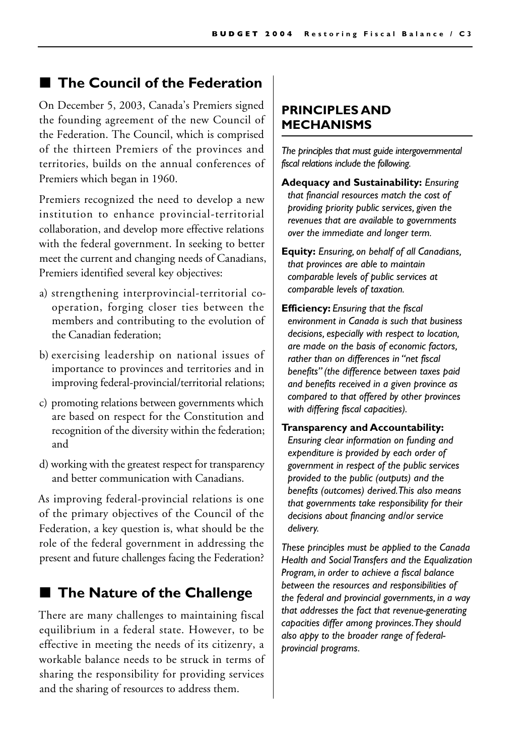## ■ The Council of the Federation

On December 5, 2003, Canada's Premiers signed the founding agreement of the new Council of the Federation. The Council, which is comprised of the thirteen Premiers of the provinces and territories, builds on the annual conferences of Premiers which began in 1960.

Premiers recognized the need to develop a new institution to enhance provincial-territorial collaboration, and develop more effective relations with the federal government. In seeking to better meet the current and changing needs of Canadians, Premiers identified several key objectives:

a) strengthening interprovincial-territorial co-operation, forging closer ties between the members and contributing to the evolution of the Canadian federation;

b) exercising leadership on national issues of importance to provinces and territories and in improving federal-provincial/territorial relations;

c) promoting relations between governments which are based on respect for the Constitution and recognition of the diversity within the federation; and

d) working with the greatest respect for transparency and better communication with Canadians.

As improving federal-provincial relations is one of the primary objectives of the Council of the Federation, a key question is, what should be the role of the federal government in addressing the present and future challenges facing the Federation?

## ■ The Nature of the Challenge

There are many challenges to maintaining fiscal equilibrium in a federal state. However, to be effective in meeting the needs of its citizenry, a workable balance needs to be struck in terms of sharing the responsibility for providing services and the sharing of resources to address them.

### PRINCIPLES AND MECHANISMS

*The principles that must guide intergovernmental fiscal relations include the following.*

**Adequacy and Sustainability:** *Ensuring that financial resources match the cost of providing priority public services, given the revenues that are available to governments over the immediate and longer term.*

**Equity:** *Ensuring, on behalf of all Canadians, that provinces are able to maintain comparable levels of public services at comparable levels of taxation.*

**Efficiency:** *Ensuring that the fiscal environment in Canada is such that business decisions, especially with respect to location, are made on the basis of economic factors, rather than on differences in "net fiscal benefits" (the difference between taxes paid and benefits received in a given province as compared to that offered by other provinces with differing fiscal capacities).*

**Transparency and Accountability:** *Ensuring clear information on funding and expenditure is provided by each order of government in respect of the public services provided to the public (outputs) and the benefits (outcomes) derived. This also means that governments take responsibility for their decisions about financing and/or service delivery.*

*These principles must be applied to the Canada Health and Social Transfers and the Equalization Program, in order to achieve a fiscal balance between the resources and responsibilities of the federal and provincial governments, in a way that addresses the fact that revenue-generating capacities differ among provinces. They should also appy to the broader range of federal-provincial programs.*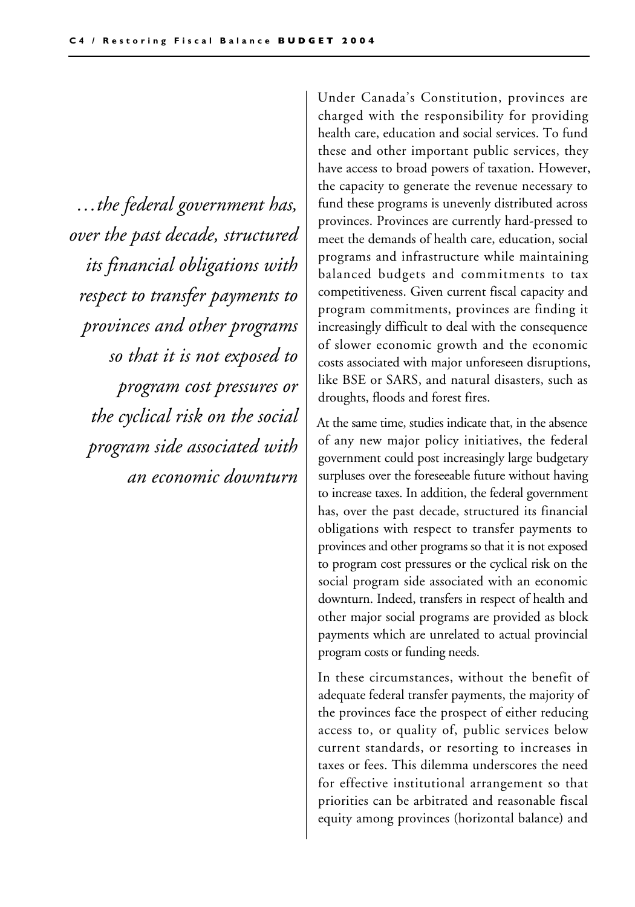*…the federal government has, over the past decade, structured its financial obligations with respect to transfer payments to provinces and other programs so that it is not exposed to program cost pressures or the cyclical risk on the social program side associated with an economic downturn*

Under Canada's Constitution, provinces are charged with the responsibility for providing health care, education and social services. To fund these and other important public services, they have access to broad powers of taxation. However, the capacity to generate the revenue necessary to fund these programs is unevenly distributed across provinces. Provinces are currently hard-pressed to meet the demands of health care, education, social programs and infrastructure while maintaining balanced budgets and commitments to tax competitiveness. Given current fiscal capacity and program commitments, provinces are finding it increasingly difficult to deal with the consequence of slower economic growth and the economic costs associated with major unforeseen disruptions, like BSE or SARS, and natural disasters, such as droughts, floods and forest fires.

At the same time, studies indicate that, in the absence of any new major policy initiatives, the federal government could post increasingly large budgetary surpluses over the foreseeable future without having to increase taxes. In addition, the federal government has, over the past decade, structured its financial obligations with respect to transfer payments to provinces and other programs so that it is not exposed to program cost pressures or the cyclical risk on the social program side associated with an economic downturn. Indeed, transfers in respect of health and other major social programs are provided as block payments which are unrelated to actual provincial program costs or funding needs.

In these circumstances, without the benefit of adequate federal transfer payments, the majority of the provinces face the prospect of either reducing access to, or quality of, public services below current standards, or resorting to increases in taxes or fees. This dilemma underscores the need for effective institutional arrangement so that priorities can be arbitrated and reasonable fiscal equity among provinces (horizontal balance) and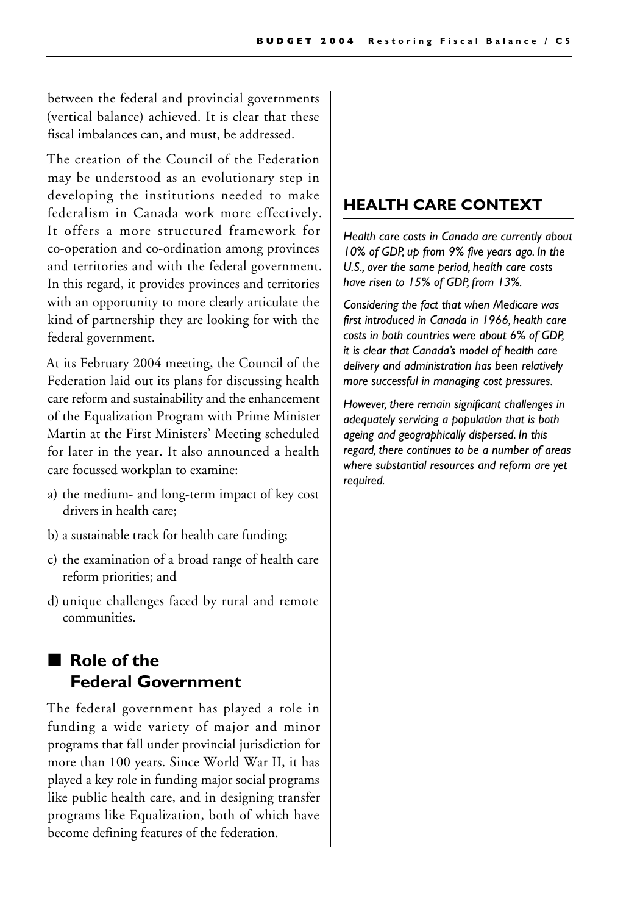between the federal and provincial governments (vertical balance) achieved. It is clear that these fiscal imbalances can, and must, be addressed.

The creation of the Council of the Federation may be understood as an evolutionary step in developing the institutions needed to make federalism in Canada work more effectively. It offers a more structured framework for co-operation and co-ordination among provinces and territories and with the federal government. In this regard, it provides provinces and territories with an opportunity to more clearly articulate the kind of partnership they are looking for with the federal government.

At its February 2004 meeting, the Council of the Federation laid out its plans for discussing health care reform and sustainability and the enhancement of the Equalization Program with Prime Minister Martin at the First Ministers' Meeting scheduled for later in the year. It also announced a health care focussed workplan to examine:

a) the medium- and long-term impact of key cost drivers in health care;

b) a sustainable track for health care funding;

c) the examination of a broad range of health care reform priorities; and

d) unique challenges faced by rural and remote communities.

## Role of the Federal Government

The federal government has played a role in funding a wide variety of major and minor programs that fall under provincial jurisdiction for more than 100 years. Since World War II, it has played a key role in funding major social programs like public health care, and in designing transfer programs like Equalization, both of which have become defining features of the federation.

### HEALTH CARE CONTEXT

*Health care costs in Canada are currently about 10% of GDP, up from 9% five years ago. In the U.S., over the same period, health care costs have risen to 15% of GDP, from 13%.*

*Considering the fact that when Medicare was first introduced in Canada in 1966, health care costs in both countries were about 6% of GDP, it is clear that Canada's model of health care delivery and administration has been relatively more successful in managing cost pressures.*

*However, there remain significant challenges in adequately servicing a population that is both ageing and geographically dispersed. In this regard, there continues to be a number of areas where substantial resources and reform are yet required.*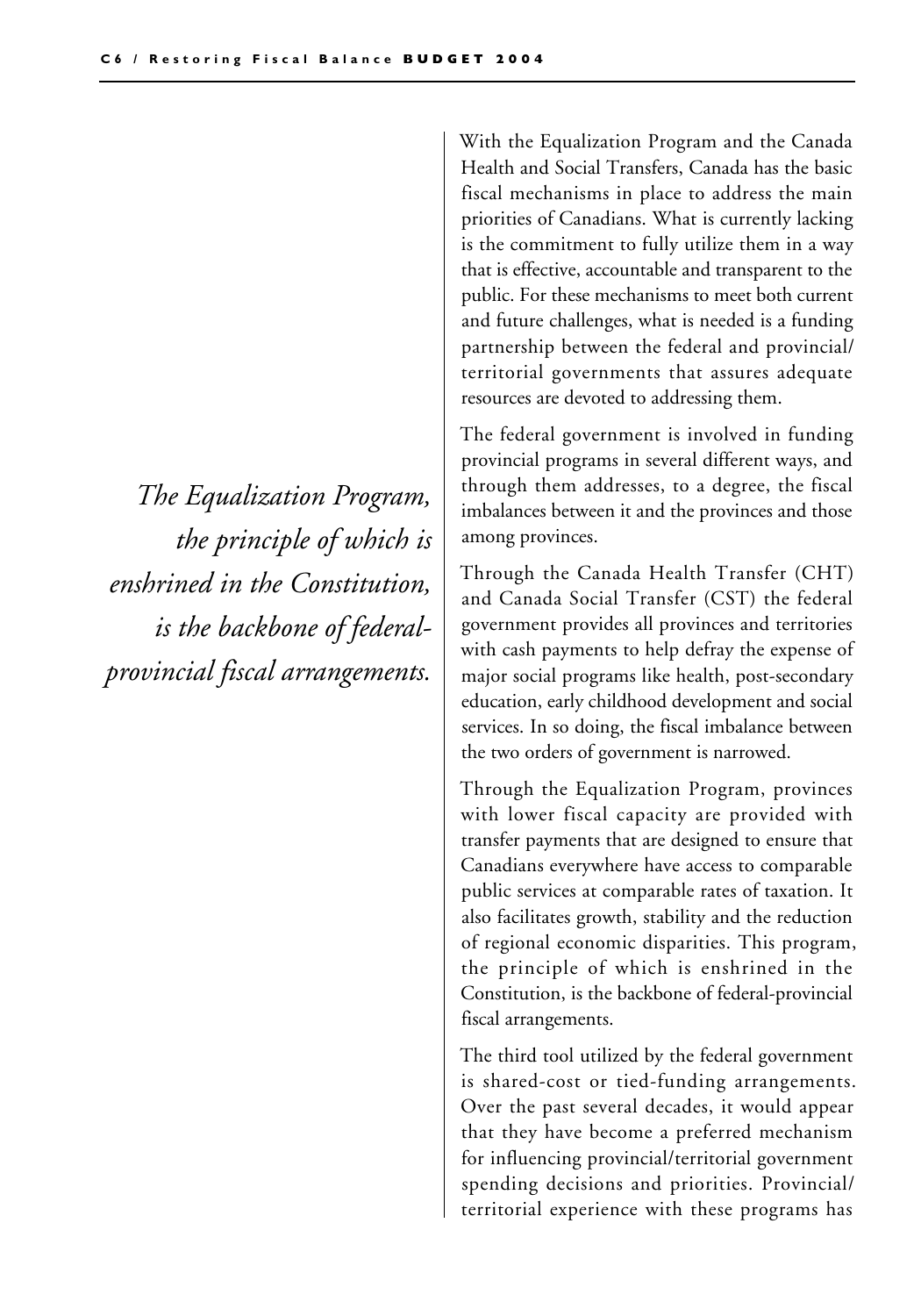*The Equalization Program, the principle of which is enshrined in the Constitution, is the backbone of federal-provincial fiscal arrangements.*

With the Equalization Program and the Canada Health and Social Transfers, Canada has the basic fiscal mechanisms in place to address the main priorities of Canadians. What is currently lacking is the commitment to fully utilize them in a way that is effective, accountable and transparent to the public. For these mechanisms to meet both current and future challenges, what is needed is a funding partnership between the federal and provincial/territorial governments that assures adequate resources are devoted to addressing them.

The federal government is involved in funding provincial programs in several different ways, and through them addresses, to a degree, the fiscal imbalances between it and the provinces and those among provinces.

Through the Canada Health Transfer (CHT) and Canada Social Transfer (CST) the federal government provides all provinces and territories with cash payments to help defray the expense of major social programs like health, post-secondary education, early childhood development and social services. In so doing, the fiscal imbalance between the two orders of government is narrowed.

Through the Equalization Program, provinces with lower fiscal capacity are provided with transfer payments that are designed to ensure that Canadians everywhere have access to comparable public services at comparable rates of taxation. It also facilitates growth, stability and the reduction of regional economic disparities. This program, the principle of which is enshrined in the Constitution, is the backbone of federal-provincial fiscal arrangements.

The third tool utilized by the federal government is shared-cost or tied-funding arrangements. Over the past several decades, it would appear that they have become a preferred mechanism for influencing provincial/territorial government spending decisions and priorities. Provincial/territorial experience with these programs has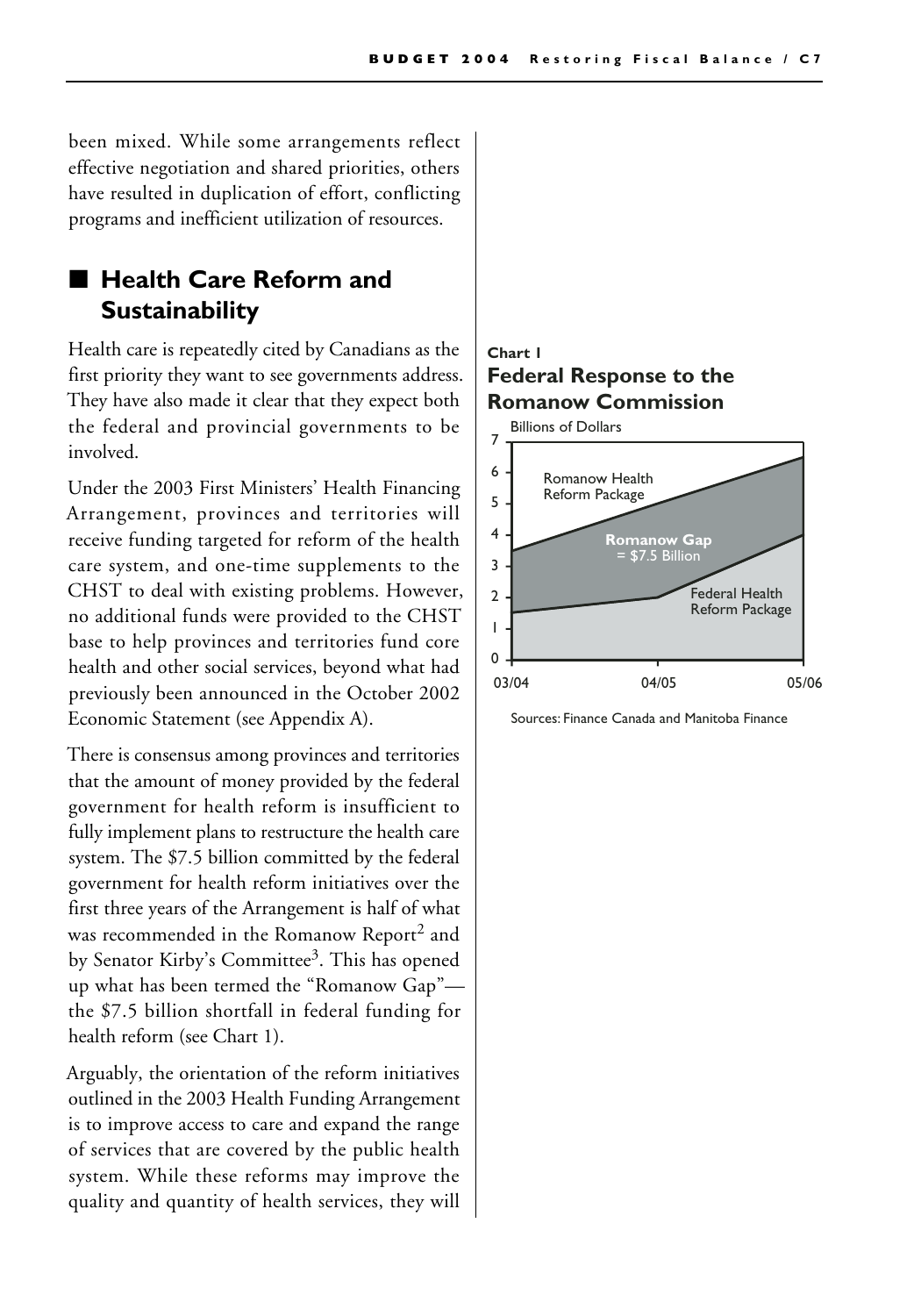been mixed. While some arrangements reflect effective negotiation and shared priorities, others have resulted in duplication of effort, conflicting programs and inefficient utilization of resources.

## Health Care Reform and Sustainability

Health care is repeatedly cited by Canadians as the first priority they want to see governments address. They have also made it clear that they expect both the federal and provincial governments to be involved.

Under the 2003 First Ministers' Health Financing Arrangement, provinces and territories will receive funding targeted for reform of the health care system, and one-time supplements to the CHST to deal with existing problems. However, no additional funds were provided to the CHST base to help provinces and territories fund core health and other social services, beyond what had previously been announced in the October 2002 Economic Statement (see Appendix A).

There is consensus among provinces and territories that the amount of money provided by the federal government for health reform is insufficient to fully implement plans to restructure the health care system. The $7.5 billion committed by the federal government for health reform initiatives over the first three years of the Arrangement is half of what was recommended in the Romanow Report[2] and by Senator Kirby's Committee[3]. This has opened up what has been termed the "Romanow Gap"— the $7.5 billion shortfall in federal funding for health reform (see Chart 1).

Arguably, the orientation of the reform initiatives outlined in the 2003 Health Funding Arrangement is to improve access to care and expand the range of services that are covered by the public health system. While these reforms may improve the quality and quantity of health services, they will

**Chart 1**
**Federal Response to the Romanow Commission**

Billions of Dollars

Romanow Health Reform Package

**Romanow Gap** = $7.5 Billion

Federal Health Reform Package

03/04 04/05 05/06

Sources: Finance Canada and Manitoba Finance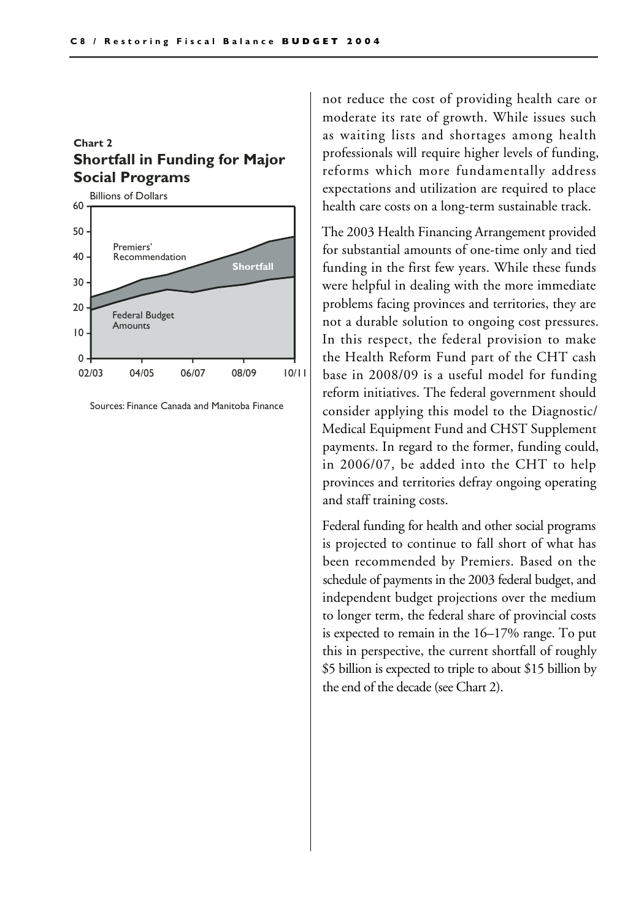**Chart 2**

## Shortfall in Funding for Major Social Programs

Billions of Dollars

Premiers' Recommendation

Shortfall

Federal Budget Amounts

Sources: Finance Canada and Manitoba Finance

not reduce the cost of providing health care or moderate its rate of growth. While issues such as waiting lists and shortages among health professionals will require higher levels of funding, reforms which more fundamentally address expectations and utilization are required to place health care costs on a long-term sustainable track.

The 2003 Health Financing Arrangement provided for substantial amounts of one-time only and tied funding in the first few years. While these funds were helpful in dealing with the more immediate problems facing provinces and territories, they are not a durable solution to ongoing cost pressures. In this respect, the federal provision to make the Health Reform Fund part of the CHT cash base in 2008/09 is a useful model for funding reform initiatives. The federal government should consider applying this model to the Diagnostic/ Medical Equipment Fund and CHST Supplement payments. In regard to the former, funding could, in 2006/07, be added into the CHT to help provinces and territories defray ongoing operating and staff training costs.

Federal funding for health and other social programs is projected to continue to fall short of what has been recommended by Premiers. Based on the schedule of payments in the 2003 federal budget, and independent budget projections over the medium to longer term, the federal share of provincial costs is expected to remain in the 16–17% range. To put this in perspective, the current shortfall of roughly \$5 billion is expected to triple to about \$15 billion by the end of the decade (see Chart 2).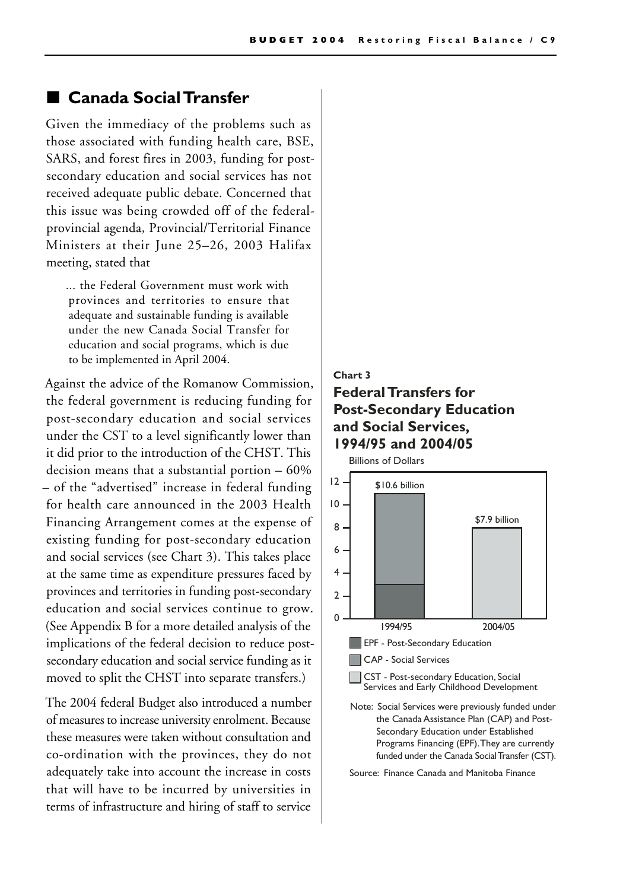## ■ Canada Social Transfer

Given the immediacy of the problems such as those associated with funding health care, BSE, SARS, and forest fires in 2003, funding for post-secondary education and social services has not received adequate public debate. Concerned that this issue was being crowded off of the federal-provincial agenda, Provincial/Territorial Finance Ministers at their June 25–26, 2003 Halifax meeting, stated that

> ... the Federal Government must work with provinces and territories to ensure that adequate and sustainable funding is available under the new Canada Social Transfer for education and social programs, which is due to be implemented in April 2004.

Against the advice of the Romanow Commission, the federal government is reducing funding for post-secondary education and social services under the CST to a level significantly lower than it did prior to the introduction of the CHST. This decision means that a substantial portion – 60% – of the "advertised" increase in federal funding for health care announced in the 2003 Health Financing Arrangement comes at the expense of existing funding for post-secondary education and social services (see Chart 3). This takes place at the same time as expenditure pressures faced by provinces and territories in funding post-secondary education and social services continue to grow. (See Appendix B for a more detailed analysis of the implications of the federal decision to reduce post-secondary education and social service funding as it moved to split the CHST into separate transfers.)

The 2004 federal Budget also introduced a number of measures to increase university enrolment. Because these measures were taken without consultation and co-ordination with the provinces, they do not adequately take into account the increase in costs that will have to be incurred by universities in terms of infrastructure and hiring of staff to service

**Chart 3**

### Federal Transfers for Post-Secondary Education and Social Services, 1994/95 and 2004/05

Billions of Dollars

| | 1994/95 | 2004/05 |
|---|---|---|
| EPF - Post-Secondary Education | ~3 | |
| CAP - Social Services | ~8 | |
| CST - Post-secondary Education, Social Services and Early Childhood Development | | 7.9 |
| Total | $10.6 billion | $7.9 billion |

Note: Social Services were previously funded under the Canada Assistance Plan (CAP) and Post-Secondary Education under Established Programs Financing (EPF). They are currently funded under the Canada Social Transfer (CST).

Source: Finance Canada and Manitoba Finance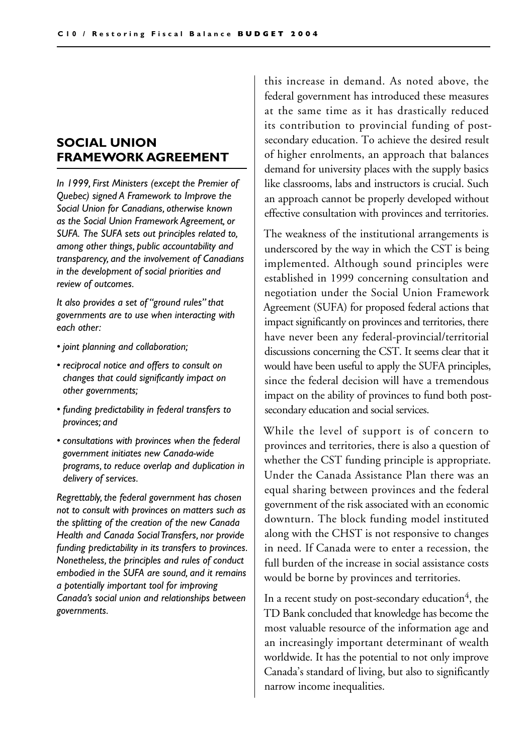## SOCIAL UNION FRAMEWORK AGREEMENT

*In 1999, First Ministers (except the Premier of Quebec) signed A Framework to Improve the Social Union for Canadians, otherwise known as the Social Union Framework Agreement, or SUFA. The SUFA sets out principles related to, among other things, public accountability and transparency, and the involvement of Canadians in the development of social priorities and review of outcomes.*

*It also provides a set of "ground rules" that governments are to use when interacting with each other:*

- *joint planning and collaboration;*
- *reciprocal notice and offers to consult on changes that could significantly impact on other governments;*
- *funding predictability in federal transfers to provinces; and*
- *consultations with provinces when the federal government initiates new Canada-wide programs, to reduce overlap and duplication in delivery of services.*

*Regrettably, the federal government has chosen not to consult with provinces on matters such as the splitting of the creation of the new Canada Health and Canada Social Transfers, nor provide funding predictability in its transfers to provinces. Nonetheless, the principles and rules of conduct embodied in the SUFA are sound, and it remains a potentially important tool for improving Canada's social union and relationships between governments.*

this increase in demand. As noted above, the federal government has introduced these measures at the same time as it has drastically reduced its contribution to provincial funding of post-secondary education. To achieve the desired result of higher enrolments, an approach that balances demand for university places with the supply basics like classrooms, labs and instructors is crucial. Such an approach cannot be properly developed without effective consultation with provinces and territories.

The weakness of the institutional arrangements is underscored by the way in which the CST is being implemented. Although sound principles were established in 1999 concerning consultation and negotiation under the Social Union Framework Agreement (SUFA) for proposed federal actions that impact significantly on provinces and territories, there have never been any federal-provincial/territorial discussions concerning the CST. It seems clear that it would have been useful to apply the SUFA principles, since the federal decision will have a tremendous impact on the ability of provinces to fund both post-secondary education and social services.

While the level of support is of concern to provinces and territories, there is also a question of whether the CST funding principle is appropriate. Under the Canada Assistance Plan there was an equal sharing between provinces and the federal government of the risk associated with an economic downturn. The block funding model instituted along with the CHST is not responsive to changes in need. If Canada were to enter a recession, the full burden of the increase in social assistance costs would be borne by provinces and territories.

In a recent study on post-secondary education[4], the TD Bank concluded that knowledge has become the most valuable resource of the information age and an increasingly important determinant of wealth worldwide. It has the potential to not only improve Canada's standard of living, but also to significantly narrow income inequalities.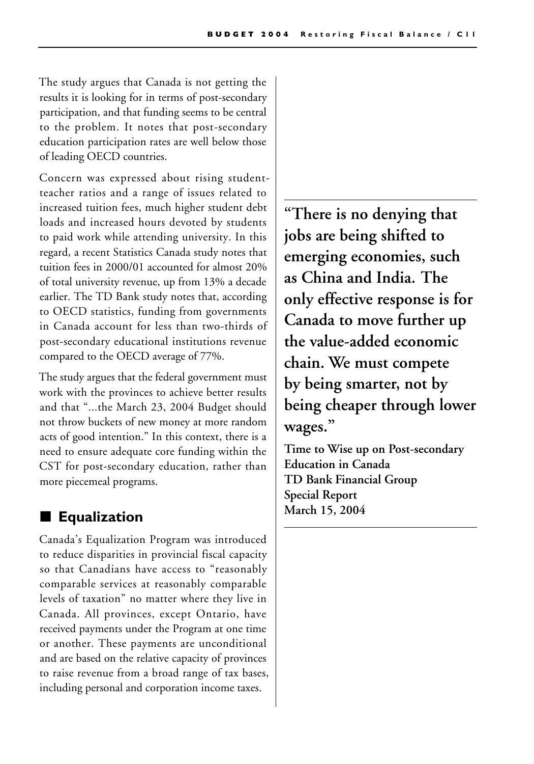The study argues that Canada is not getting the results it is looking for in terms of post-secondary participation, and that funding seems to be central to the problem. It notes that post-secondary education participation rates are well below those of leading OECD countries.

Concern was expressed about rising student-teacher ratios and a range of issues related to increased tuition fees, much higher student debt loads and increased hours devoted by students to paid work while attending university. In this regard, a recent Statistics Canada study notes that tuition fees in 2000/01 accounted for almost 20% of total university revenue, up from 13% a decade earlier. The TD Bank study notes that, according to OECD statistics, funding from governments in Canada account for less than two-thirds of post-secondary educational institutions revenue compared to the OECD average of 77%.

The study argues that the federal government must work with the provinces to achieve better results and that "...the March 23, 2004 Budget should not throw buckets of new money at more random acts of good intention." In this context, there is a need to ensure adequate core funding within the CST for post-secondary education, rather than more piecemeal programs.

> **"There is no denying that jobs are being shifted to emerging economies, such as China and India. The only effective response is for Canada to move further up the value-added economic chain. We must compete by being smarter, not by being cheaper through lower wages."**
>
> **Time to Wise up on Post-secondary Education in Canada**
> **TD Bank Financial Group**
> **Special Report**
> **March 15, 2004**

## Equalization

Canada's Equalization Program was introduced to reduce disparities in provincial fiscal capacity so that Canadians have access to "reasonably comparable services at reasonably comparable levels of taxation" no matter where they live in Canada. All provinces, except Ontario, have received payments under the Program at one time or another. These payments are unconditional and are based on the relative capacity of provinces to raise revenue from a broad range of tax bases, including personal and corporation income taxes.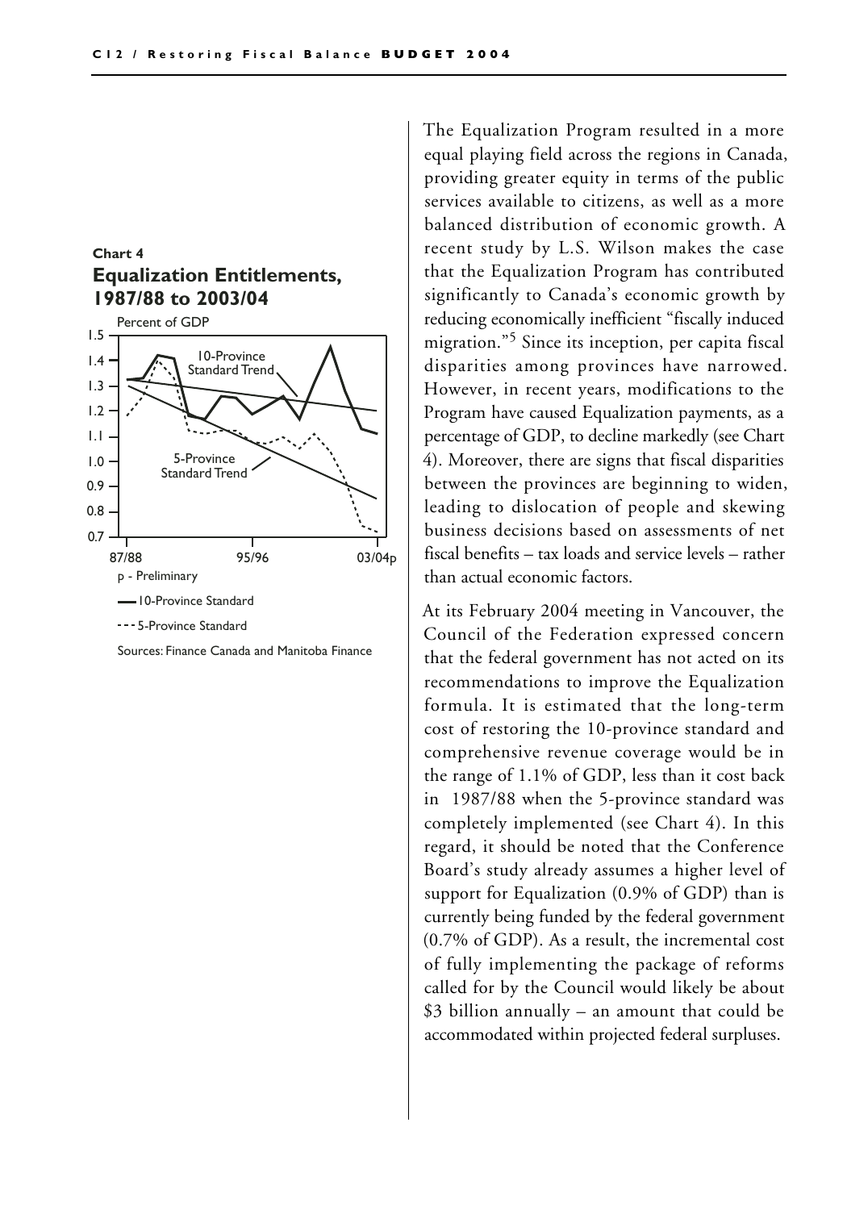**Chart 4**
### Equalization Entitlements, 1987/88 to 2003/04

Percent of GDP

p - Preliminary

— 10-Province Standard

--- 5-Province Standard

Sources: Finance Canada and Manitoba Finance

The Equalization Program resulted in a more equal playing field across the regions in Canada, providing greater equity in terms of the public services available to citizens, as well as a more balanced distribution of economic growth. A recent study by L.S. Wilson makes the case that the Equalization Program has contributed significantly to Canada's economic growth by reducing economically inefficient "fiscally induced migration."[5] Since its inception, per capita fiscal disparities among provinces have narrowed. However, in recent years, modifications to the Program have caused Equalization payments, as a percentage of GDP, to decline markedly (see Chart 4). Moreover, there are signs that fiscal disparities between the provinces are beginning to widen, leading to dislocation of people and skewing business decisions based on assessments of net fiscal benefits – tax loads and service levels – rather than actual economic factors.

At its February 2004 meeting in Vancouver, the Council of the Federation expressed concern that the federal government has not acted on its recommendations to improve the Equalization formula. It is estimated that the long-term cost of restoring the 10-province standard and comprehensive revenue coverage would be in the range of 1.1% of GDP, less than it cost back in 1987/88 when the 5-province standard was completely implemented (see Chart 4). In this regard, it should be noted that the Conference Board's study already assumes a higher level of support for Equalization (0.9% of GDP) than is currently being funded by the federal government (0.7% of GDP). As a result, the incremental cost of fully implementing the package of reforms called for by the Council would likely be about $3 billion annually – an amount that could be accommodated within projected federal surpluses.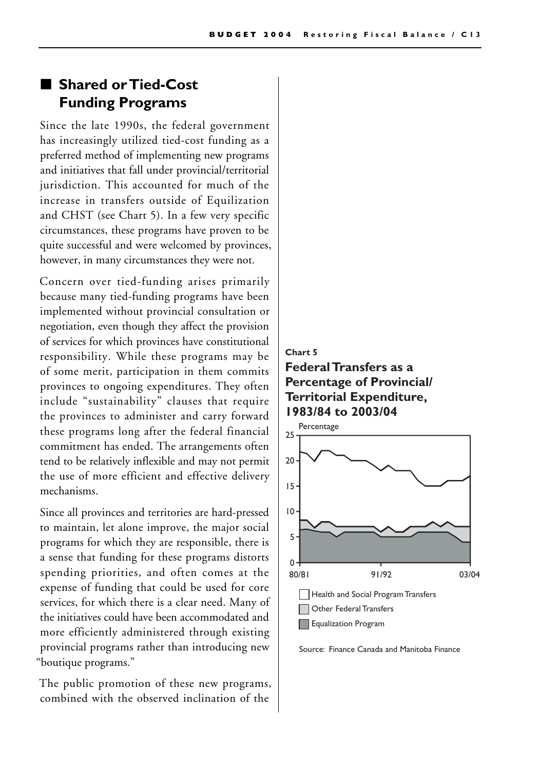## Shared or Tied-Cost Funding Programs

Since the late 1990s, the federal government has increasingly utilized tied-cost funding as a preferred method of implementing new programs and initiatives that fall under provincial/territorial jurisdiction. This accounted for much of the increase in transfers outside of Equalization and CHST (see Chart 5). In a few very specific circumstances, these programs have proven to be quite successful and were welcomed by provinces, however, in many circumstances they were not.

Concern over tied-funding arises primarily because many tied-funding programs have been implemented without provincial consultation or negotiation, even though they affect the provision of services for which provinces have constitutional responsibility. While these programs may be of some merit, participation in them commits provinces to ongoing expenditures. They often include "sustainability" clauses that require the provinces to administer and carry forward these programs long after the federal financial commitment has ended. The arrangements often tend to be relatively inflexible and may not permit the use of more efficient and effective delivery mechanisms.

Since all provinces and territories are hard-pressed to maintain, let alone improve, the major social programs for which they are responsible, there is a sense that funding for these programs distorts spending priorities, and often comes at the expense of funding that could be used for core services, for which there is a clear need. Many of the initiatives could have been accommodated and more efficiently administered through existing provincial programs rather than introducing new "boutique programs."

The public promotion of these new programs, combined with the observed inclination of the

**Chart 5**

**Federal Transfers as a Percentage of Provincial/Territorial Expenditure, 1983/84 to 2003/04**

Source: Finance Canada and Manitoba Finance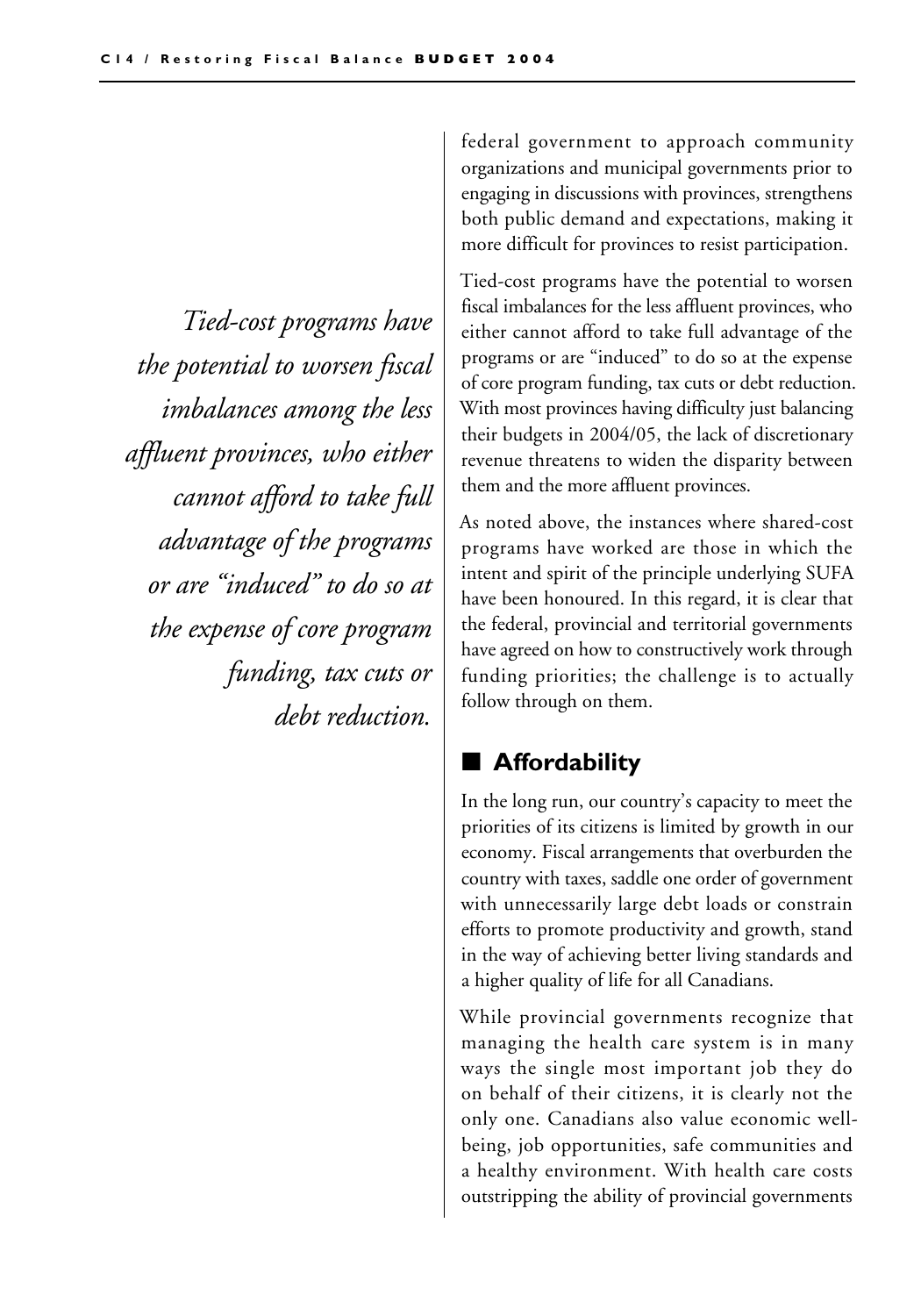federal government to approach community organizations and municipal governments prior to engaging in discussions with provinces, strengthens both public demand and expectations, making it more difficult for provinces to resist participation.

*Tied-cost programs have the potential to worsen fiscal imbalances among the less affluent provinces, who either cannot afford to take full advantage of the programs or are "induced" to do so at the expense of core program funding, tax cuts or debt reduction.*

Tied-cost programs have the potential to worsen fiscal imbalances for the less affluent provinces, who either cannot afford to take full advantage of the programs or are "induced" to do so at the expense of core program funding, tax cuts or debt reduction. With most provinces having difficulty just balancing their budgets in 2004/05, the lack of discretionary revenue threatens to widen the disparity between them and the more affluent provinces.

As noted above, the instances where shared-cost programs have worked are those in which the intent and spirit of the principle underlying SUFA have been honoured. In this regard, it is clear that the federal, provincial and territorial governments have agreed on how to constructively work through funding priorities; the challenge is to actually follow through on them.

## Affordability

In the long run, our country's capacity to meet the priorities of its citizens is limited by growth in our economy. Fiscal arrangements that overburden the country with taxes, saddle one order of government with unnecessarily large debt loads or constrain efforts to promote productivity and growth, stand in the way of achieving better living standards and a higher quality of life for all Canadians.

While provincial governments recognize that managing the health care system is in many ways the single most important job they do on behalf of their citizens, it is clearly not the only one. Canadians also value economic well-being, job opportunities, safe communities and a healthy environment. With health care costs outstripping the ability of provincial governments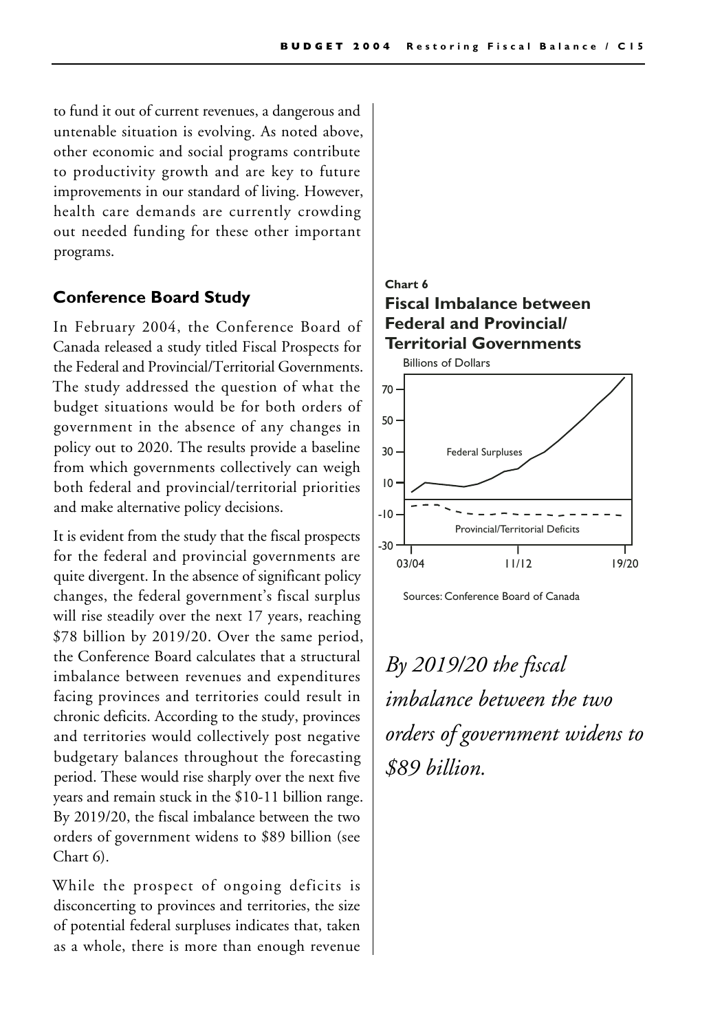to fund it out of current revenues, a dangerous and untenable situation is evolving. As noted above, other economic and social programs contribute to productivity growth and are key to future improvements in our standard of living. However, health care demands are currently crowding out needed funding for these other important programs.

### Conference Board Study

In February 2004, the Conference Board of Canada released a study titled Fiscal Prospects for the Federal and Provincial/Territorial Governments. The study addressed the question of what the budget situations would be for both orders of government in the absence of any changes in policy out to 2020. The results provide a baseline from which governments collectively can weigh both federal and provincial/territorial priorities and make alternative policy decisions.

It is evident from the study that the fiscal prospects for the federal and provincial governments are quite divergent. In the absence of significant policy changes, the federal government's fiscal surplus will rise steadily over the next 17 years, reaching $78 billion by 2019/20. Over the same period, the Conference Board calculates that a structural imbalance between revenues and expenditures facing provinces and territories could result in chronic deficits. According to the study, provinces and territories would collectively post negative budgetary balances throughout the forecasting period. These would rise sharply over the next five years and remain stuck in the $10-11 billion range. By 2019/20, the fiscal imbalance between the two orders of government widens to $89 billion (see Chart 6).

While the prospect of ongoing deficits is disconcerting to provinces and territories, the size of potential federal surpluses indicates that, taken as a whole, there is more than enough revenue

**Chart 6**

**Fiscal Imbalance between Federal and Provincial/ Territorial Governments**

Billions of Dollars

Federal Surpluses

Provincial/Territorial Deficits

03/04 11/12 19/20

Sources: Conference Board of Canada

*By 2019/20 the fiscal imbalance between the two orders of government widens to $89 billion.*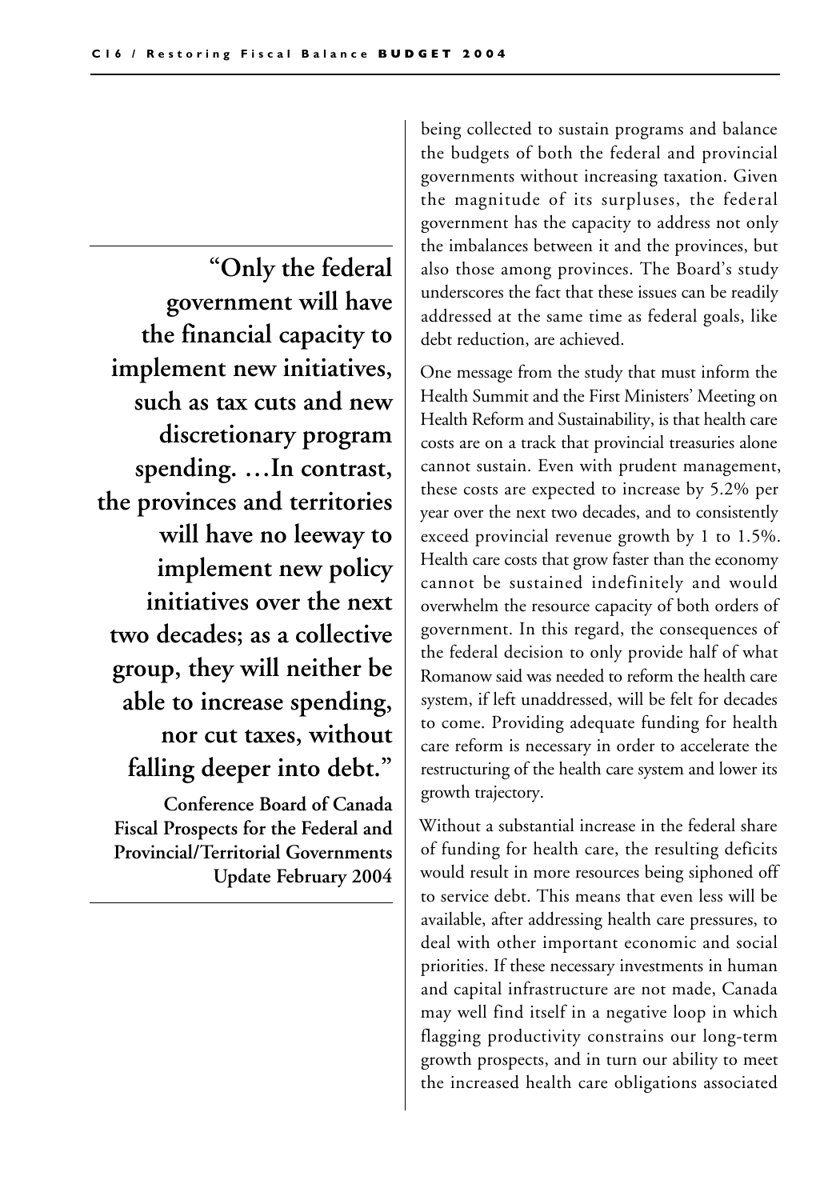> **"Only the federal government will have the financial capacity to implement new initiatives, such as tax cuts and new discretionary program spending. …In contrast, the provinces and territories will have no leeway to implement new policy initiatives over the next two decades; as a collective group, they will neither be able to increase spending, nor cut taxes, without falling deeper into debt."**
>
> **Conference Board of Canada**
> **Fiscal Prospects for the Federal and Provincial/Territorial Governments**
> **Update February 2004**

being collected to sustain programs and balance the budgets of both the federal and provincial governments without increasing taxation. Given the magnitude of its surpluses, the federal government has the capacity to address not only the imbalances between it and the provinces, but also those among provinces. The Board's study underscores the fact that these issues can be readily addressed at the same time as federal goals, like debt reduction, are achieved.

One message from the study that must inform the Health Summit and the First Ministers' Meeting on Health Reform and Sustainability, is that health care costs are on a track that provincial treasuries alone cannot sustain. Even with prudent management, these costs are expected to increase by 5.2% per year over the next two decades, and to consistently exceed provincial revenue growth by 1 to 1.5%. Health care costs that grow faster than the economy cannot be sustained indefinitely and would overwhelm the resource capacity of both orders of government. In this regard, the consequences of the federal decision to only provide half of what Romanow said was needed to reform the health care system, if left unaddressed, will be felt for decades to come. Providing adequate funding for health care reform is necessary in order to accelerate the restructuring of the health care system and lower its growth trajectory.

Without a substantial increase in the federal share of funding for health care, the resulting deficits would result in more resources being siphoned off to service debt. This means that even less will be available, after addressing health care pressures, to deal with other important economic and social priorities. If these necessary investments in human and capital infrastructure are not made, Canada may well find itself in a negative loop in which flagging productivity constrains our long-term growth prospects, and in turn our ability to meet the increased health care obligations associated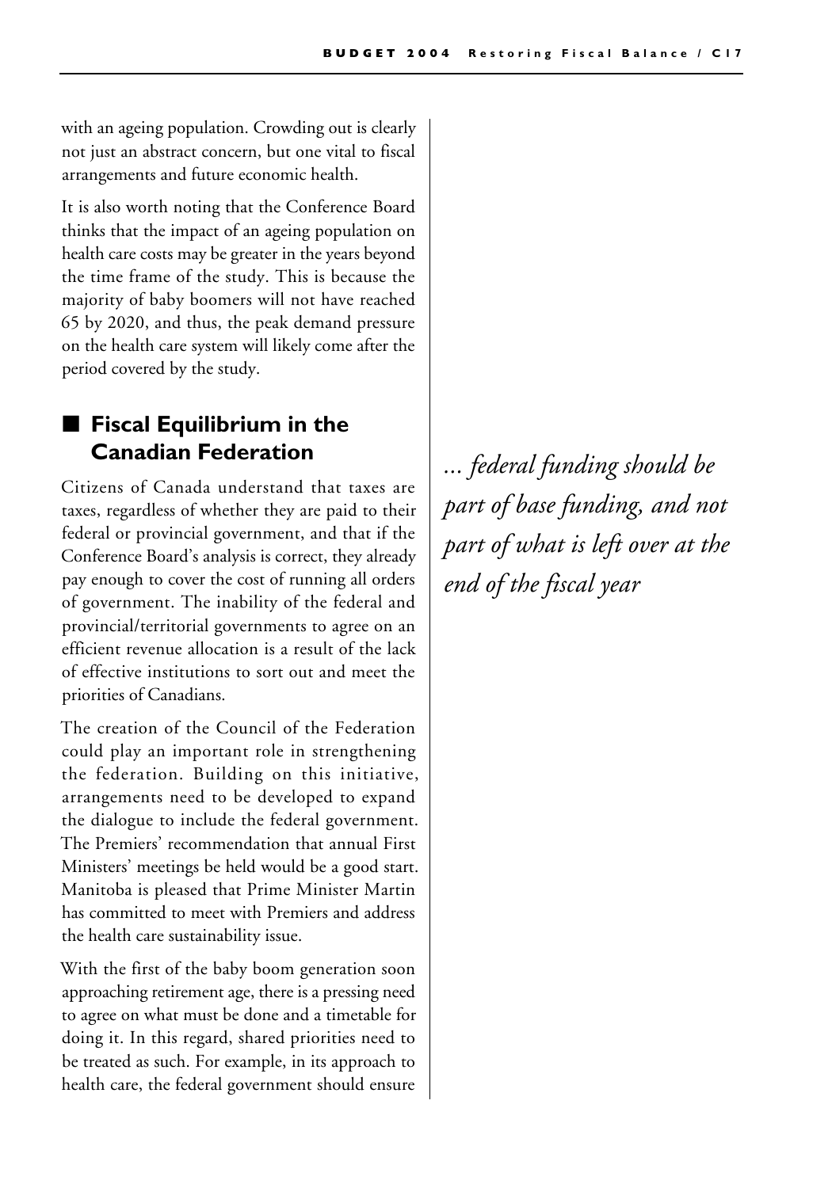with an ageing population. Crowding out is clearly not just an abstract concern, but one vital to fiscal arrangements and future economic health.

It is also worth noting that the Conference Board thinks that the impact of an ageing population on health care costs may be greater in the years beyond the time frame of the study. This is because the majority of baby boomers will not have reached 65 by 2020, and thus, the peak demand pressure on the health care system will likely come after the period covered by the study.

## Fiscal Equilibrium in the Canadian Federation

*... federal funding should be part of base funding, and not part of what is left over at the end of the fiscal year*

Citizens of Canada understand that taxes are taxes, regardless of whether they are paid to their federal or provincial government, and that if the Conference Board's analysis is correct, they already pay enough to cover the cost of running all orders of government. The inability of the federal and provincial/territorial governments to agree on an efficient revenue allocation is a result of the lack of effective institutions to sort out and meet the priorities of Canadians.

The creation of the Council of the Federation could play an important role in strengthening the federation. Building on this initiative, arrangements need to be developed to expand the dialogue to include the federal government. The Premiers' recommendation that annual First Ministers' meetings be held would be a good start. Manitoba is pleased that Prime Minister Martin has committed to meet with Premiers and address the health care sustainability issue.

With the first of the baby boom generation soon approaching retirement age, there is a pressing need to agree on what must be done and a timetable for doing it. In this regard, shared priorities need to be treated as such. For example, in its approach to health care, the federal government should ensure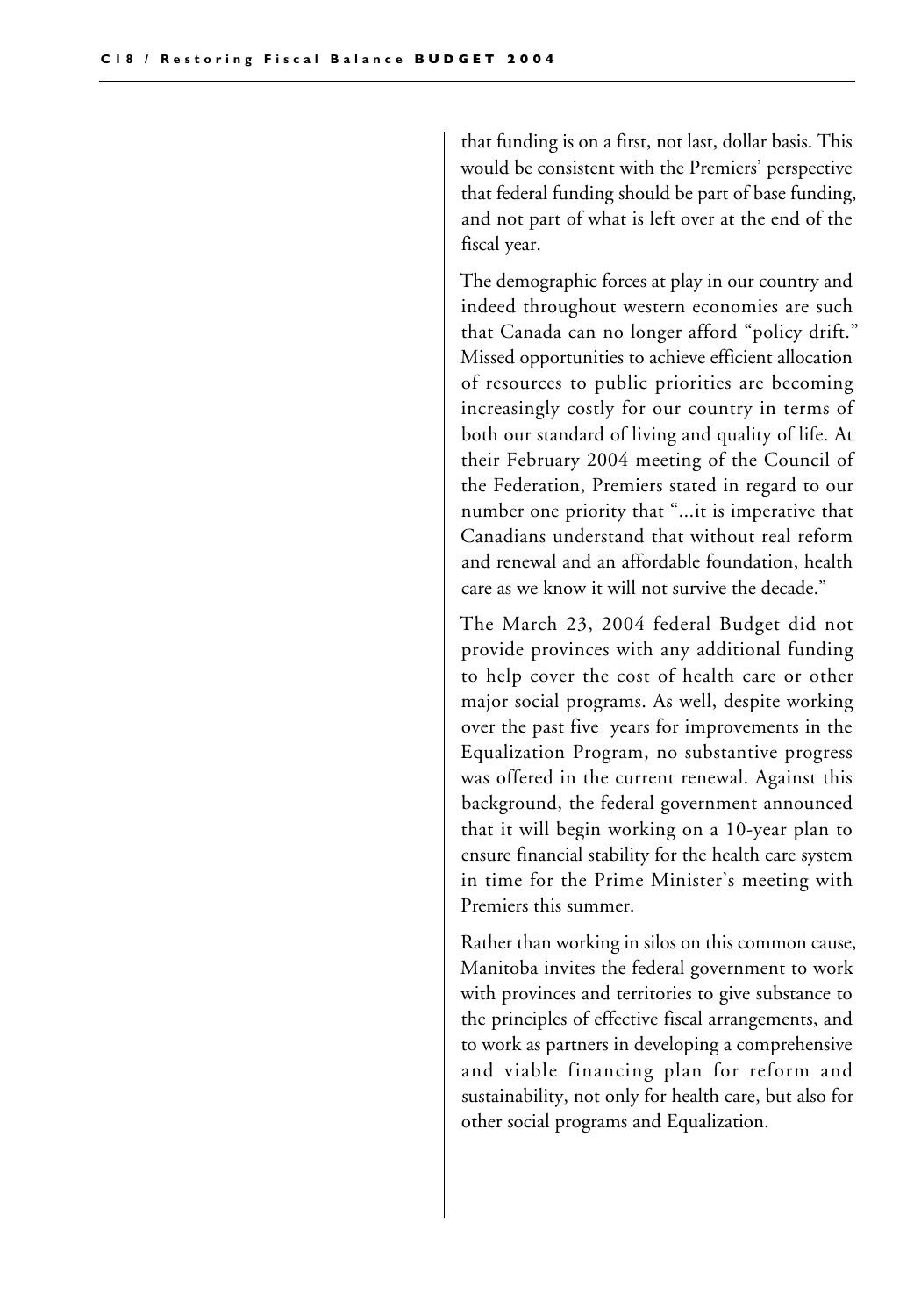that funding is on a first, not last, dollar basis. This would be consistent with the Premiers' perspective that federal funding should be part of base funding, and not part of what is left over at the end of the fiscal year.

The demographic forces at play in our country and indeed throughout western economies are such that Canada can no longer afford "policy drift." Missed opportunities to achieve efficient allocation of resources to public priorities are becoming increasingly costly for our country in terms of both our standard of living and quality of life. At their February 2004 meeting of the Council of the Federation, Premiers stated in regard to our number one priority that "...it is imperative that Canadians understand that without real reform and renewal and an affordable foundation, health care as we know it will not survive the decade."

The March 23, 2004 federal Budget did not provide provinces with any additional funding to help cover the cost of health care or other major social programs. As well, despite working over the past five years for improvements in the Equalization Program, no substantive progress was offered in the current renewal. Against this background, the federal government announced that it will begin working on a 10-year plan to ensure financial stability for the health care system in time for the Prime Minister's meeting with Premiers this summer.

Rather than working in silos on this common cause, Manitoba invites the federal government to work with provinces and territories to give substance to the principles of effective fiscal arrangements, and to work as partners in developing a comprehensive and viable financing plan for reform and sustainability, not only for health care, but also for other social programs and Equalization.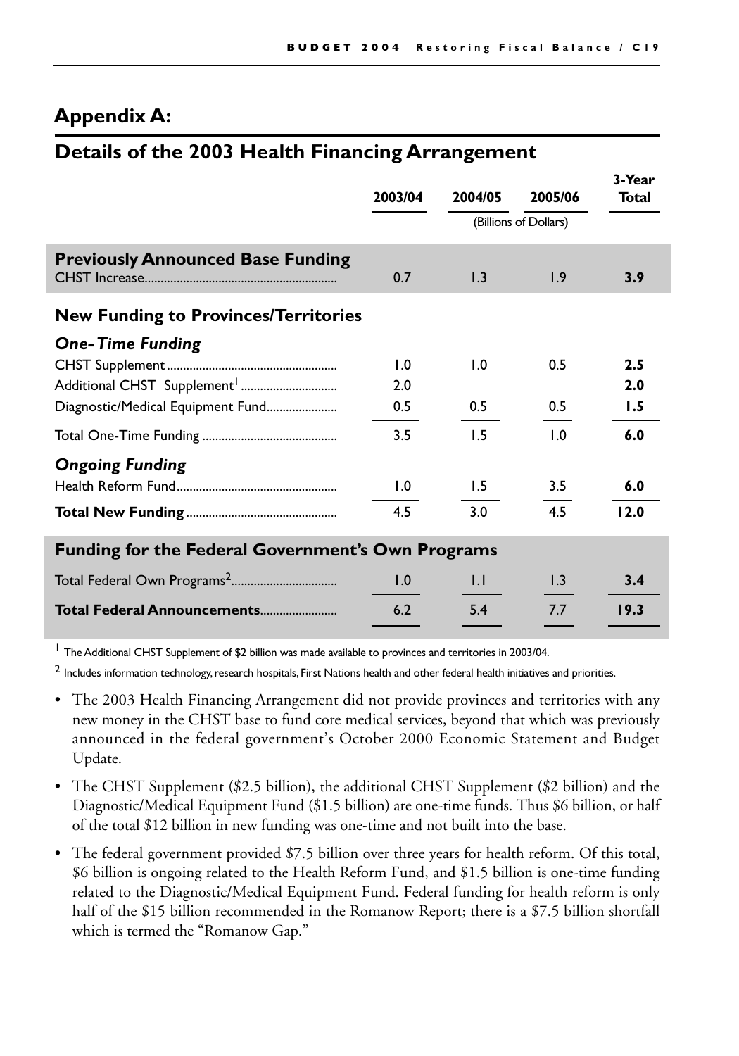## Appendix A:

## Details of the 2003 Health Financing Arrangement

| | 2003/04 | 2004/05 | 2005/06 | 3-Year Total |
|---|---|---|---|---|
| | | (Billions of Dollars) | | |
| **Previously Announced Base Funding** | | | | |
| CHST Increase | 0.7 | 1.3 | 1.9 | **3.9** |
| **New Funding to Provinces/Territories** | | | | |
| ***One-Time Funding*** | | | | |
| CHST Supplement | 1.0 | 1.0 | 0.5 | **2.5** |
| Additional CHST Supplement[1] | 2.0 | | | **2.0** |
| Diagnostic/Medical Equipment Fund | 0.5 | 0.5 | 0.5 | **1.5** |
| Total One-Time Funding | 3.5 | 1.5 | 1.0 | **6.0** |
| ***Ongoing Funding*** | | | | |
| Health Reform Fund | 1.0 | 1.5 | 3.5 | **6.0** |
| **Total New Funding** | 4.5 | 3.0 | 4.5 | **12.0** |
| **Funding for the Federal Government's Own Programs** | | | | |
| Total Federal Own Programs[2] | 1.0 | 1.1 | 1.3 | **3.4** |
| **Total Federal Announcements** | 6.2 | 5.4 | 7.7 | **19.3** |

[1] The Additional CHST Supplement of $2 billion was made available to provinces and territories in 2003/04.

[2] Includes information technology, research hospitals, First Nations health and other federal health initiatives and priorities.

- The 2003 Health Financing Arrangement did not provide provinces and territories with any new money in the CHST base to fund core medical services, beyond that which was previously announced in the federal government's October 2000 Economic Statement and Budget Update.
- The CHST Supplement ($2.5 billion), the additional CHST Supplement ($2 billion) and the Diagnostic/Medical Equipment Fund ($1.5 billion) are one-time funds. Thus $6 billion, or half of the total $12 billion in new funding was one-time and not built into the base.
- The federal government provided $7.5 billion over three years for health reform. Of this total, $6 billion is ongoing related to the Health Reform Fund, and $1.5 billion is one-time funding related to the Diagnostic/Medical Equipment Fund. Federal funding for health reform is only half of the $15 billion recommended in the Romanow Report; there is a $7.5 billion shortfall which is termed the "Romanow Gap."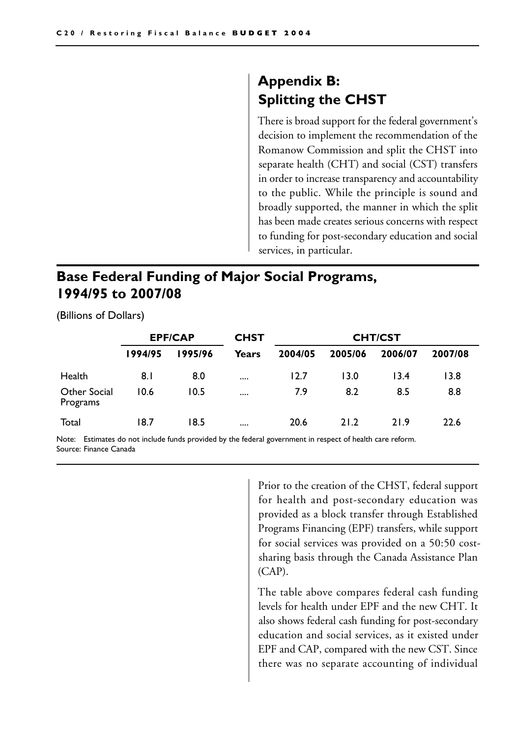## Appendix B: Splitting the CHST

There is broad support for the federal government's decision to implement the recommendation of the Romanow Commission and split the CHST into separate health (CHT) and social (CST) transfers in order to increase transparency and accountability to the public. While the principle is sound and broadly supported, the manner in which the split has been made creates serious concerns with respect to funding for post-secondary education and social services, in particular.

### Base Federal Funding of Major Social Programs, 1994/95 to 2007/08

(Billions of Dollars)

| | EPF/CAP | | CHST | CHT/CST | | | |
|---|---|---|---|---|---|---|---|
| | 1994/95 | 1995/96 | Years | 2004/05 | 2005/06 | 2006/07 | 2007/08 |
| Health | 8.1 | 8.0 | .... | 12.7 | 13.0 | 13.4 | 13.8 |
| Other Social Programs | 10.6 | 10.5 | .... | 7.9 | 8.2 | 8.5 | 8.8 |
| Total | 18.7 | 18.5 | .... | 20.6 | 21.2 | 21.9 | 22.6 |

Note: Estimates do not include funds provided by the federal government in respect of health care reform.
Source: Finance Canada

Prior to the creation of the CHST, federal support for health and post-secondary education was provided as a block transfer through Established Programs Financing (EPF) transfers, while support for social services was provided on a 50:50 cost-sharing basis through the Canada Assistance Plan (CAP).

The table above compares federal cash funding levels for health under EPF and the new CHT. It also shows federal cash funding for post-secondary education and social services, as it existed under EPF and CAP, compared with the new CST. Since there was no separate accounting of individual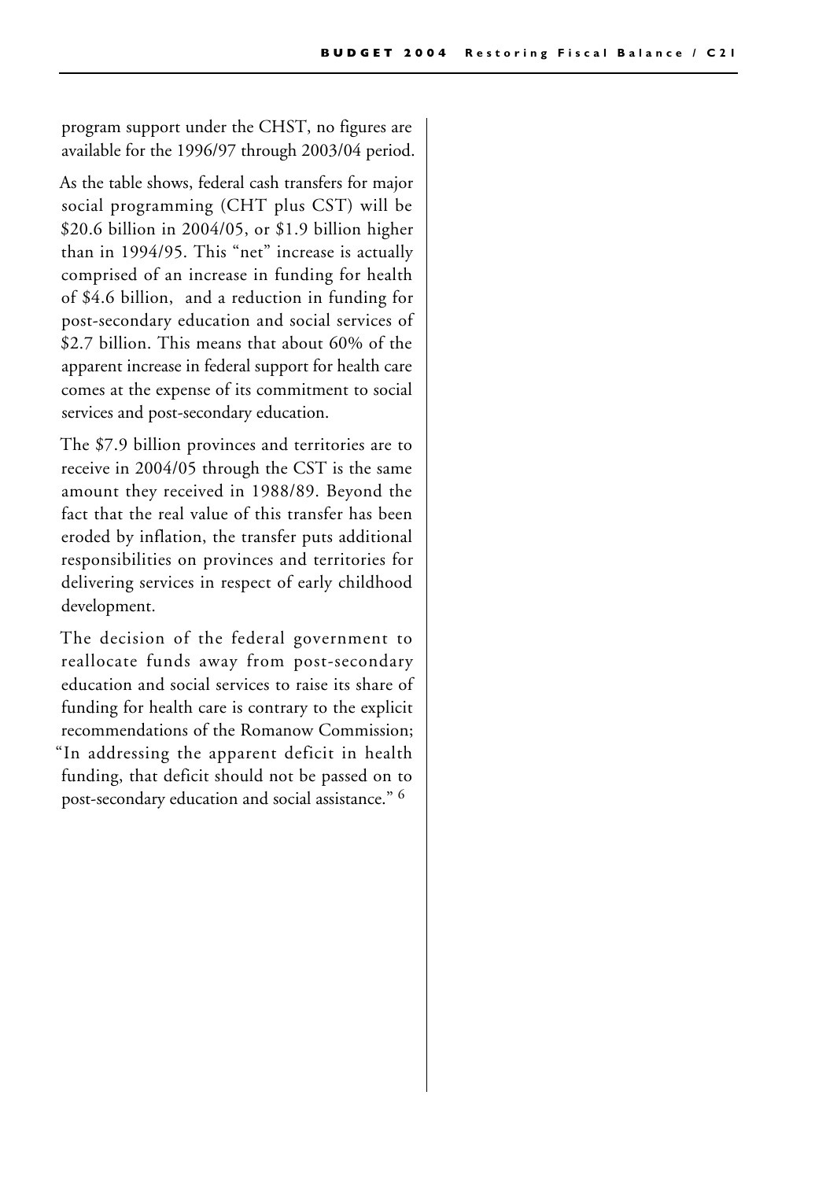program support under the CHST, no figures are available for the 1996/97 through 2003/04 period.

As the table shows, federal cash transfers for major social programming (CHT plus CST) will be \$20.6 billion in 2004/05, or \$1.9 billion higher than in 1994/95. This "net" increase is actually comprised of an increase in funding for health of \$4.6 billion, and a reduction in funding for post-secondary education and social services of \$2.7 billion. This means that about 60% of the apparent increase in federal support for health care comes at the expense of its commitment to social services and post-secondary education.

The \$7.9 billion provinces and territories are to receive in 2004/05 through the CST is the same amount they received in 1988/89. Beyond the fact that the real value of this transfer has been eroded by inflation, the transfer puts additional responsibilities on provinces and territories for delivering services in respect of early childhood development.

The decision of the federal government to reallocate funds away from post-secondary education and social services to raise its share of funding for health care is contrary to the explicit recommendations of the Romanow Commission; "In addressing the apparent deficit in health funding, that deficit should not be passed on to post-secondary education and social assistance." [6]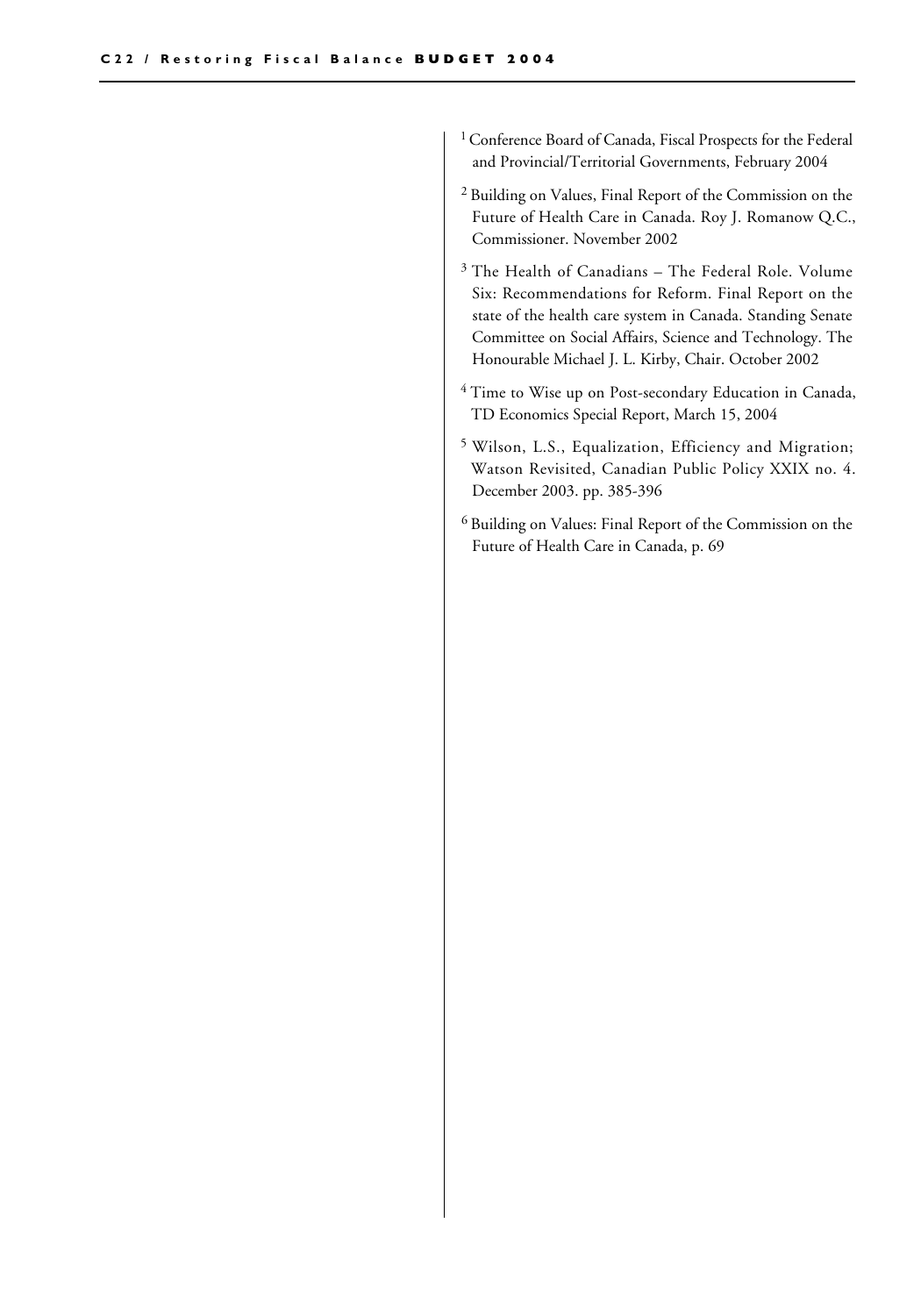[1] Conference Board of Canada, Fiscal Prospects for the Federal and Provincial/Territorial Governments, February 2004

[2] Building on Values, Final Report of the Commission on the Future of Health Care in Canada. Roy J. Romanow Q.C., Commissioner. November 2002

[3] The Health of Canadians – The Federal Role. Volume Six: Recommendations for Reform. Final Report on the state of the health care system in Canada. Standing Senate Committee on Social Affairs, Science and Technology. The Honourable Michael J. L. Kirby, Chair. October 2002

[4] Time to Wise up on Post-secondary Education in Canada, TD Economics Special Report, March 15, 2004

[5] Wilson, L.S., Equalization, Efficiency and Migration; Watson Revisited, Canadian Public Policy XXIX no. 4. December 2003. pp. 385-396

[6] Building on Values: Final Report of the Commission on the Future of Health Care in Canada, p. 69